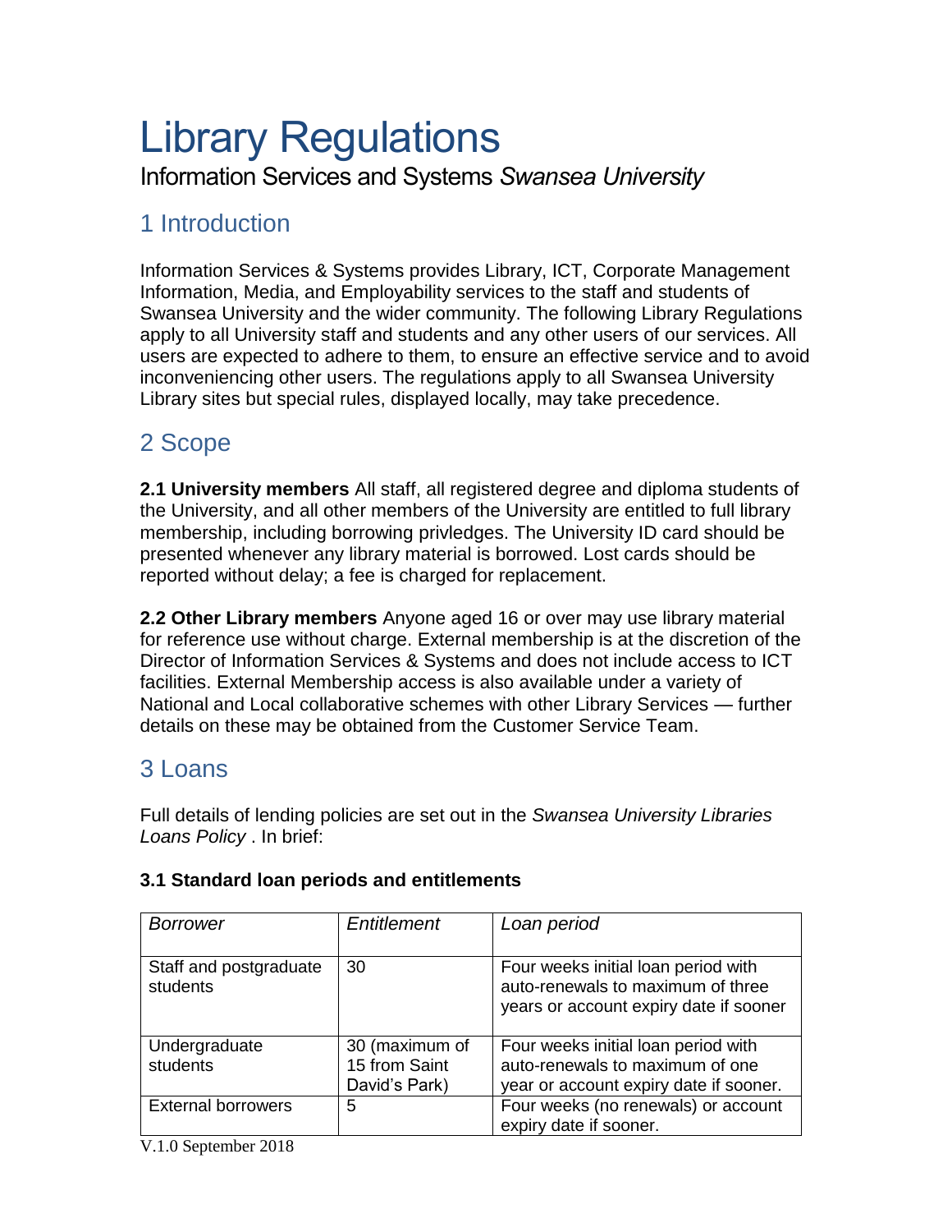# Library Regulations

Information Services and Systems *Swansea University*

## 1 Introduction

Information Services & Systems provides Library, ICT, Corporate Management Information, Media, and Employability services to the staff and students of Swansea University and the wider community. The following Library Regulations apply to all University staff and students and any other users of our services. All users are expected to adhere to them, to ensure an effective service and to avoid inconveniencing other users. The regulations apply to all Swansea University Library sites but special rules, displayed locally, may take precedence.

## 2 Scope

**2.1 University members** All staff, all registered degree and diploma students of the University, and all other members of the University are entitled to full library membership, including borrowing privledges. The University ID card should be presented whenever any library material is borrowed. Lost cards should be reported without delay; a fee is charged for replacement.

**2.2 Other Library members** Anyone aged 16 or over may use library material for reference use without charge. External membership is at the discretion of the Director of Information Services & Systems and does not include access to ICT facilities. External Membership access is also available under a variety of National and Local collaborative schemes with other Library Services — further details on these may be obtained from the Customer Service Team.

## 3 Loans

Full details of lending policies are set out in the *Swansea University Libraries Loans Policy* . In brief:

**3.1 Standard loan periods and entitlements**

| *Borrower* | *Entitlement* | *Loan period* |
| --- | --- | --- |
| Staff and postgraduate students | 30 | Four weeks initial loan period with auto-renewals to maximum of three years or account expiry date if sooner |
| Undergraduate students | 30 (maximum of 15 from Saint David's Park) | Four weeks initial loan period with auto-renewals to maximum of one year or account expiry date if sooner. |
| External borrowers | 5 | Four weeks (no renewals) or account expiry date if sooner. |

V.1.0 September 2018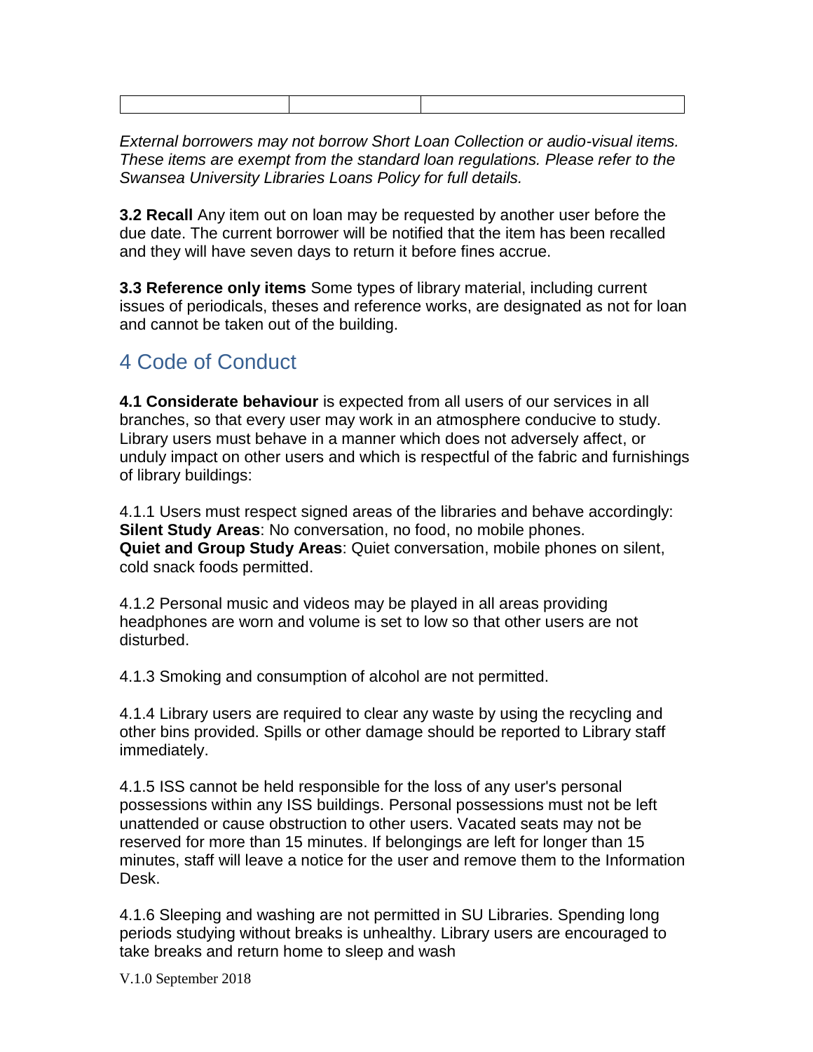| | | |
|---|---|---|
| | | |

*External borrowers may not borrow Short Loan Collection or audio-visual items. These items are exempt from the standard loan regulations. Please refer to the Swansea University Libraries Loans Policy for full details.*

**3.2 Recall** Any item out on loan may be requested by another user before the due date. The current borrower will be notified that the item has been recalled and they will have seven days to return it before fines accrue.

**3.3 Reference only items** Some types of library material, including current issues of periodicals, theses and reference works, are designated as not for loan and cannot be taken out of the building.

## 4 Code of Conduct

**4.1 Considerate behaviour** is expected from all users of our services in all branches, so that every user may work in an atmosphere conducive to study. Library users must behave in a manner which does not adversely affect, or unduly impact on other users and which is respectful of the fabric and furnishings of library buildings:

4.1.1 Users must respect signed areas of the libraries and behave accordingly:
**Silent Study Areas**: No conversation, no food, no mobile phones.
**Quiet and Group Study Areas**: Quiet conversation, mobile phones on silent, cold snack foods permitted.

4.1.2 Personal music and videos may be played in all areas providing headphones are worn and volume is set to low so that other users are not disturbed.

4.1.3 Smoking and consumption of alcohol are not permitted.

4.1.4 Library users are required to clear any waste by using the recycling and other bins provided. Spills or other damage should be reported to Library staff immediately.

4.1.5 ISS cannot be held responsible for the loss of any user's personal possessions within any ISS buildings. Personal possessions must not be left unattended or cause obstruction to other users. Vacated seats may not be reserved for more than 15 minutes. If belongings are left for longer than 15 minutes, staff will leave a notice for the user and remove them to the Information Desk.

4.1.6 Sleeping and washing are not permitted in SU Libraries. Spending long periods studying without breaks is unhealthy. Library users are encouraged to take breaks and return home to sleep and wash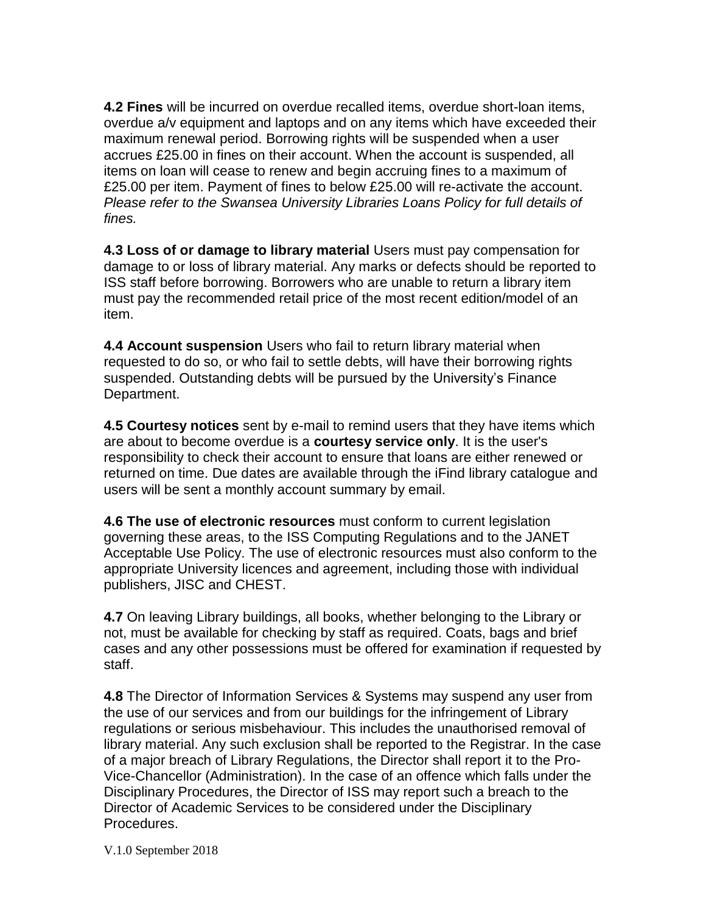**4.2 Fines** will be incurred on overdue recalled items, overdue short-loan items, overdue a/v equipment and laptops and on any items which have exceeded their maximum renewal period. Borrowing rights will be suspended when a user accrues £25.00 in fines on their account. When the account is suspended, all items on loan will cease to renew and begin accruing fines to a maximum of £25.00 per item. Payment of fines to below £25.00 will re-activate the account. *Please refer to the Swansea University Libraries Loans Policy for full details of fines.*

**4.3 Loss of or damage to library material** Users must pay compensation for damage to or loss of library material. Any marks or defects should be reported to ISS staff before borrowing. Borrowers who are unable to return a library item must pay the recommended retail price of the most recent edition/model of an item.

**4.4 Account suspension** Users who fail to return library material when requested to do so, or who fail to settle debts, will have their borrowing rights suspended. Outstanding debts will be pursued by the University's Finance Department.

**4.5 Courtesy notices** sent by e-mail to remind users that they have items which are about to become overdue is a **courtesy service only**. It is the user's responsibility to check their account to ensure that loans are either renewed or returned on time. Due dates are available through the iFind library catalogue and users will be sent a monthly account summary by email.

**4.6 The use of electronic resources** must conform to current legislation governing these areas, to the ISS Computing Regulations and to the JANET Acceptable Use Policy. The use of electronic resources must also conform to the appropriate University licences and agreement, including those with individual publishers, JISC and CHEST.

**4.7** On leaving Library buildings, all books, whether belonging to the Library or not, must be available for checking by staff as required. Coats, bags and brief cases and any other possessions must be offered for examination if requested by staff.

**4.8** The Director of Information Services & Systems may suspend any user from the use of our services and from our buildings for the infringement of Library regulations or serious misbehaviour. This includes the unauthorised removal of library material. Any such exclusion shall be reported to the Registrar. In the case of a major breach of Library Regulations, the Director shall report it to the Pro-Vice-Chancellor (Administration). In the case of an offence which falls under the Disciplinary Procedures, the Director of ISS may report such a breach to the Director of Academic Services to be considered under the Disciplinary Procedures.

V.1.0 September 2018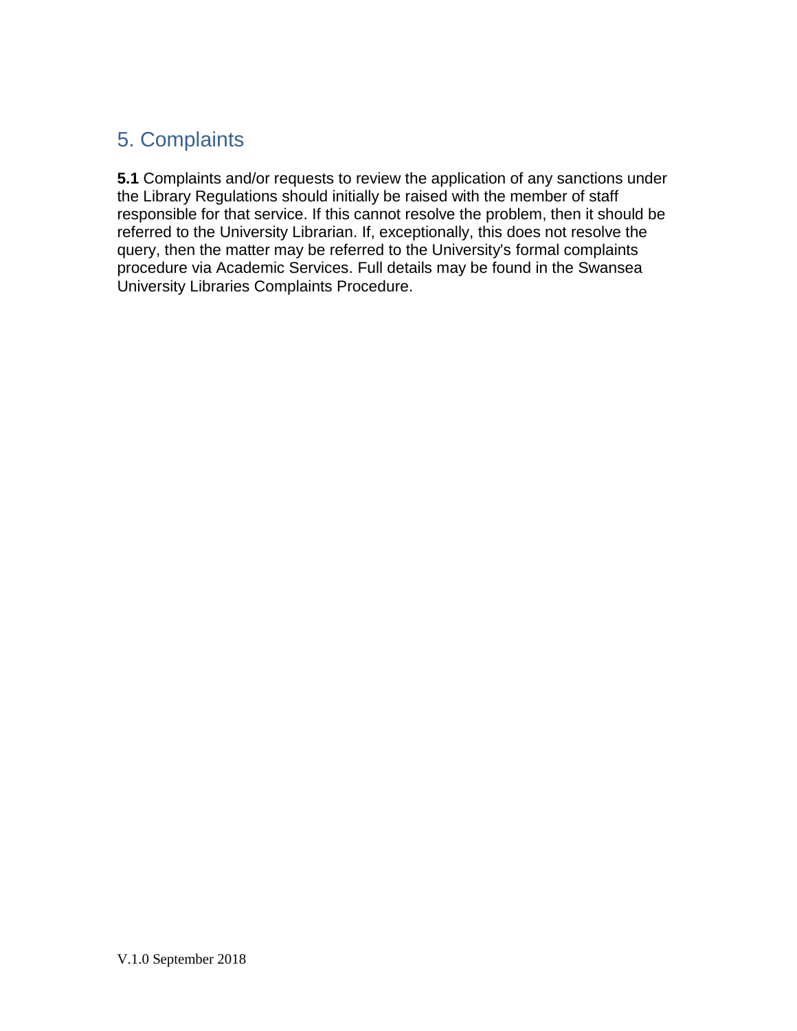## 5. Complaints

**5.1** Complaints and/or requests to review the application of any sanctions under the Library Regulations should initially be raised with the member of staff responsible for that service. If this cannot resolve the problem, then it should be referred to the University Librarian. If, exceptionally, this does not resolve the query, then the matter may be referred to the University's formal complaints procedure via Academic Services. Full details may be found in the Swansea University Libraries Complaints Procedure.

V.1.0 September 2018